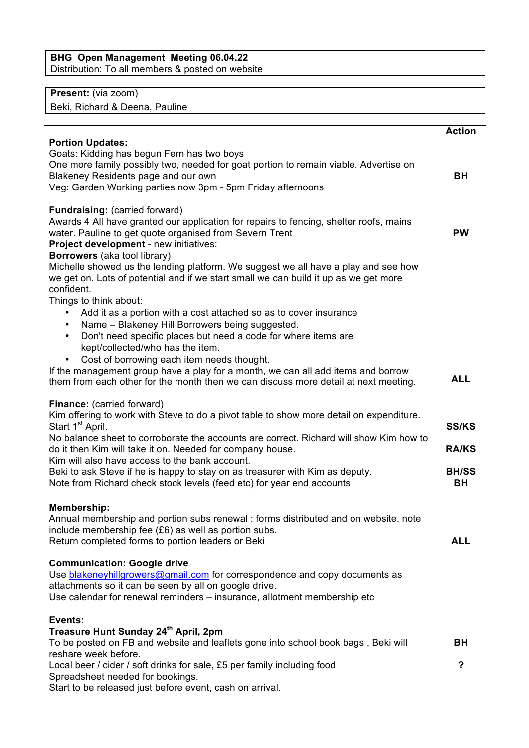**BHG Open Management Meeting 06.04.22**
Distribution: To all members & posted on website

**Present:** (via zoom)
Beki, Richard & Deena, Pauline

| | Action |
|---|---|
| **Portion Updates:**<br>Goats: Kidding has begun Fern has two boys<br>One more family possibly two, needed for goat portion to remain viable. Advertise on Blakeney Residents page and our own | **BH** |
| Veg: Garden Working parties now 3pm - 5pm Friday afternoons | |
| **Fundraising:** (carried forward)<br>Awards 4 All have granted our application for repairs to fencing, shelter roofs, mains water. Pauline to get quote organised from Severn Trent | **PW** |
| **Project development** - new initiatives:<br>**Borrowers** (aka tool library)<br>Michelle showed us the lending platform. We suggest we all have a play and see how we get on. Lots of potential and if we start small we can build it up as we get more confident.<br>Things to think about:<br>• Add it as a portion with a cost attached so as to cover insurance<br>• Name – Blakeney Hill Borrowers being suggested.<br>• Don't need specific places but need a code for where items are kept/collected/who has the item.<br>• Cost of borrowing each item needs thought.<br>If the management group have a play for a month, we can all add items and borrow them from each other for the month then we can discuss more detail at next meeting. | **ALL** |
| **Finance:** (carried forward)<br>Kim offering to work with Steve to do a pivot table to show more detail on expenditure. Start 1st April. | **SS/KS** |
| No balance sheet to corroborate the accounts are correct. Richard will show Kim how to do it then Kim will take it on. Needed for company house. | **RA/KS** |
| Kim will also have access to the bank account.<br>Beki to ask Steve if he is happy to stay on as treasurer with Kim as deputy. | **BH/SS** |
| Note from Richard check stock levels (feed etc) for year end accounts | **BH** |
| **Membership:**<br>Annual membership and portion subs renewal : forms distributed and on website, note include membership fee (£6) as well as portion subs.<br>Return completed forms to portion leaders or Beki | **ALL** |
| **Communication: Google drive**<br>Use blakeneyhillgrowers@gmail.com for correspondence and copy documents as attachments so it can be seen by all on google drive.<br>Use calendar for renewal reminders – insurance, allotment membership etc | |
| **Events:**<br>**Treasure Hunt Sunday 24th April, 2pm**<br>To be posted on FB and website and leaflets gone into school book bags , Beki will reshare week before. | **BH** |
| Local beer / cider / soft drinks for sale, £5 per family including food<br>Spreadsheet needed for bookings.<br>Start to be released just before event, cash on arrival. | **?** |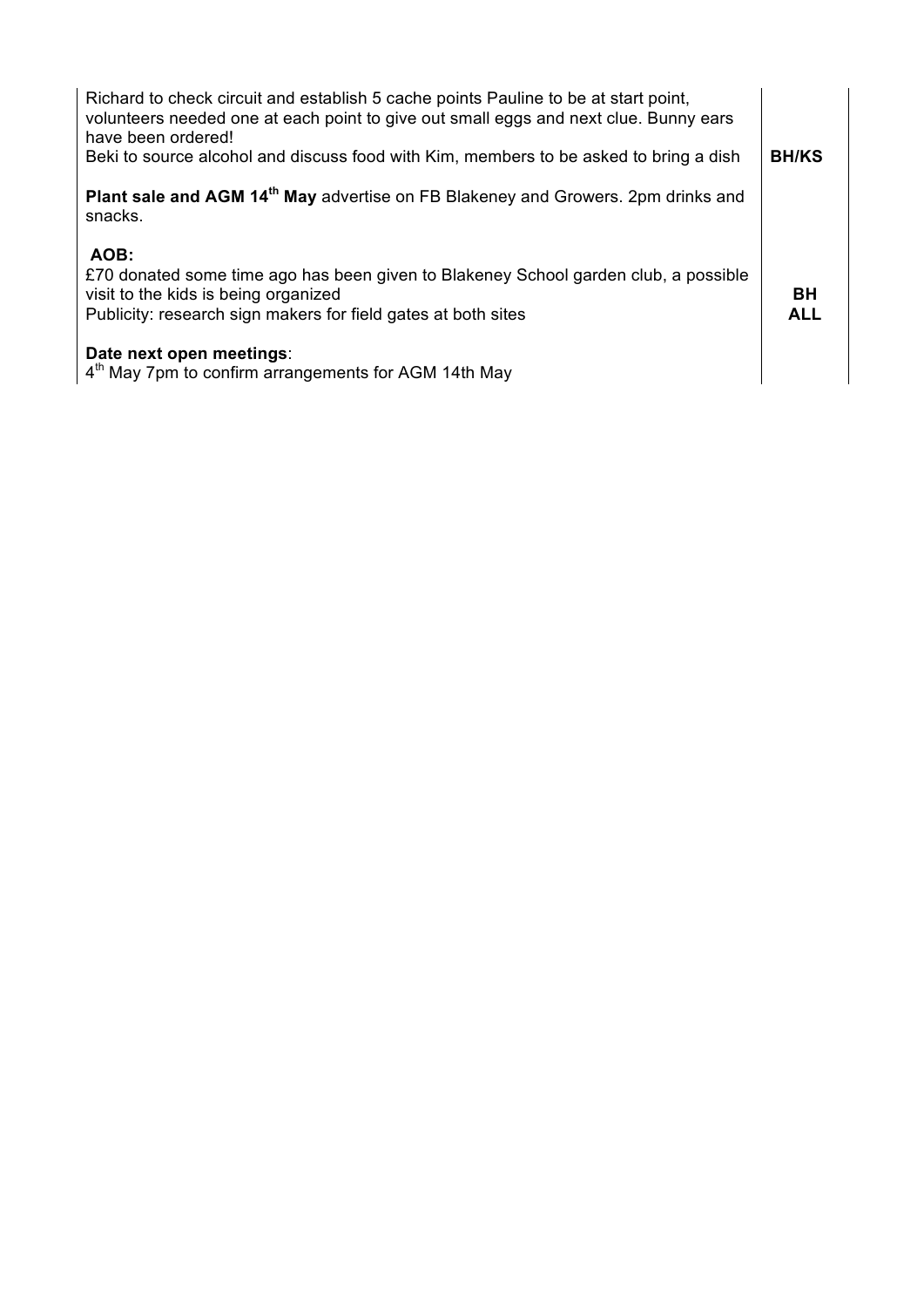| | |
|---|---|
| Richard to check circuit and establish 5 cache points Pauline to be at start point, volunteers needed one at each point to give out small eggs and next clue. Bunny ears have been ordered!<br>Beki to source alcohol and discuss food with Kim, members to be asked to bring a dish | **BH/KS** |
| **Plant sale and AGM 14th May** advertise on FB Blakeney and Growers. 2pm drinks and snacks. | |
| **AOB:**<br>£70 donated some time ago has been given to Blakeney School garden club, a possible visit to the kids is being organized<br>Publicity: research sign makers for field gates at both sites | **BH**<br>**ALL** |
| **Date next open meetings**:<br>4th May 7pm to confirm arrangements for AGM 14th May | |